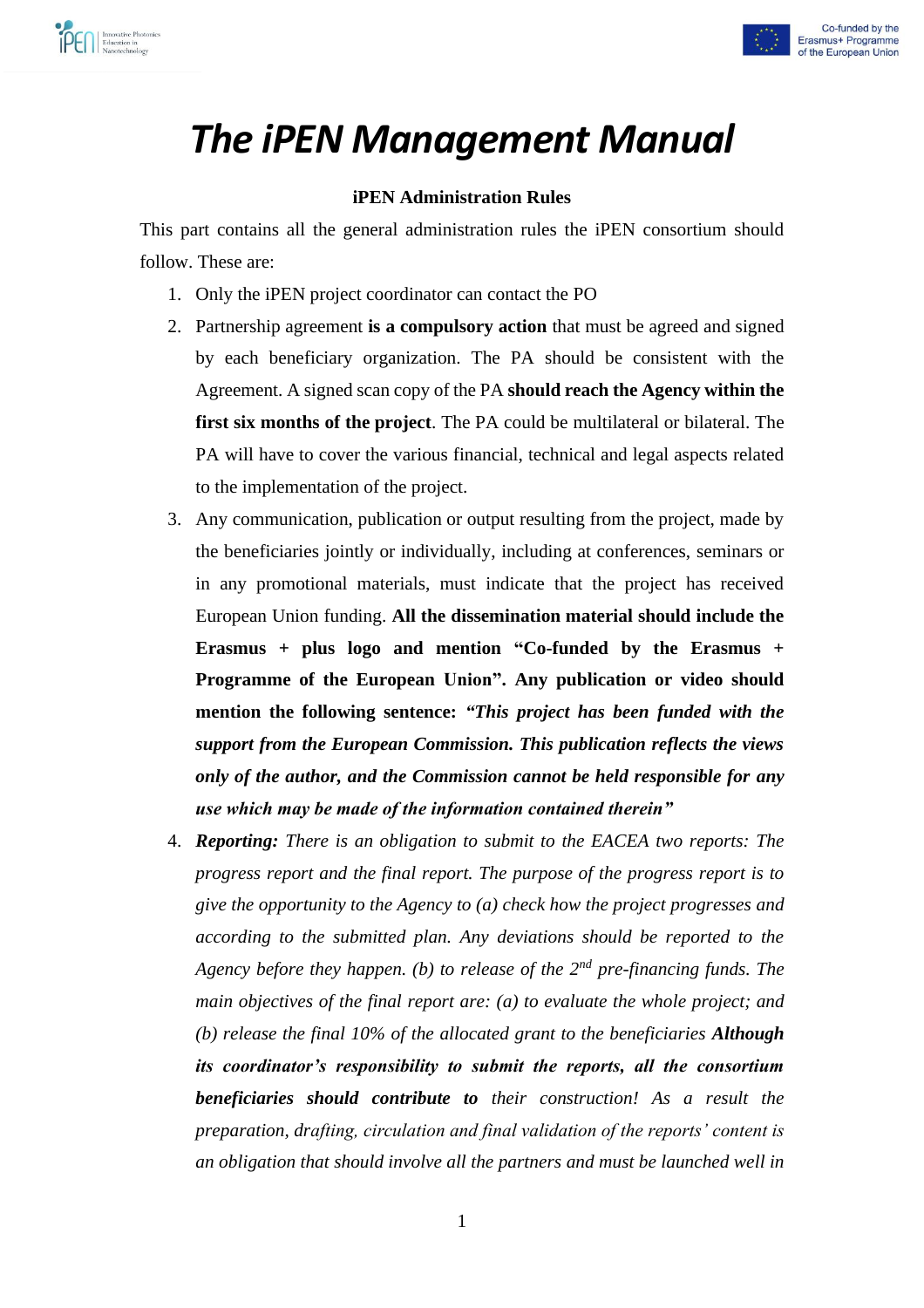# *The iPEN Management Manual*

### iPEN Administration Rules

This part contains all the general administration rules the iPEN consortium should follow. These are:

1. Only the iPEN project coordinator can contact the PO
2. Partnership agreement **is a compulsory action** that must be agreed and signed by each beneficiary organization. The PA should be consistent with the Agreement. A signed scan copy of the PA **should reach the Agency within the first six months of the project**. The PA could be multilateral or bilateral. The PA will have to cover the various financial, technical and legal aspects related to the implementation of the project.
3. Any communication, publication or output resulting from the project, made by the beneficiaries jointly or individually, including at conferences, seminars or in any promotional materials, must indicate that the project has received European Union funding. **All the dissemination material should include the Erasmus + plus logo and mention "Co-funded by the Erasmus + Programme of the European Union". Any publication or video should mention the following sentence: *"This project has been funded with the support from the European Commission. This publication reflects the views only of the author, and the Commission cannot be held responsible for any use which may be made of the information contained therein"***
4. ***Reporting:*** *There is an obligation to submit to the EACEA two reports: The progress report and the final report. The purpose of the progress report is to give the opportunity to the Agency to (a) check how the project progresses and according to the submitted plan. Any deviations should be reported to the Agency before they happen. (b) to release of the 2nd pre-financing funds. The main objectives of the final report are: (a) to evaluate the whole project; and (b) release the final 10% of the allocated grant to the beneficiaries* ***Although its coordinator's responsibility to submit the reports, all the consortium beneficiaries should contribute to*** *their construction! As a result the preparation, drafting, circulation and final validation of the reports' content is an obligation that should involve all the partners and must be launched well in*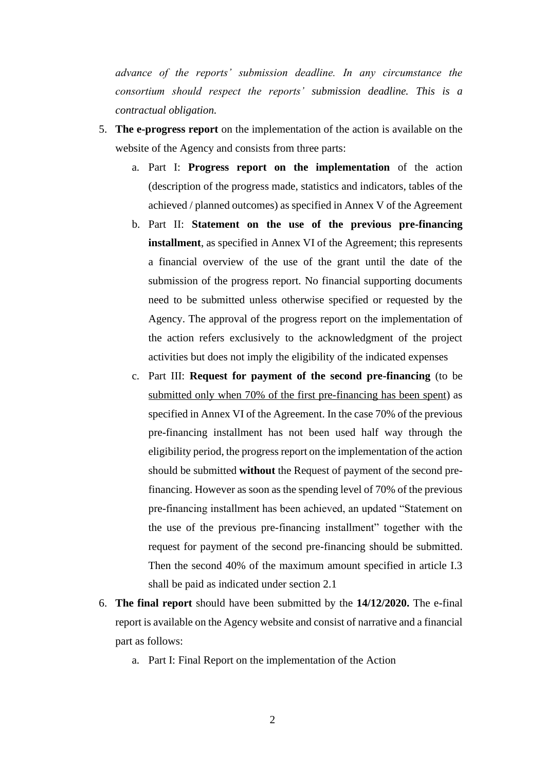*advance of the reports' submission deadline. In any circumstance the consortium should respect the reports' submission deadline. This is a contractual obligation.*

5. **The e-progress report** on the implementation of the action is available on the website of the Agency and consists from three parts:
    a. Part I: **Progress report on the implementation** of the action (description of the progress made, statistics and indicators, tables of the achieved / planned outcomes) as specified in Annex V of the Agreement
    b. Part II: **Statement on the use of the previous pre-financing installment**, as specified in Annex VI of the Agreement; this represents a financial overview of the use of the grant until the date of the submission of the progress report. No financial supporting documents need to be submitted unless otherwise specified or requested by the Agency. The approval of the progress report on the implementation of the action refers exclusively to the acknowledgment of the project activities but does not imply the eligibility of the indicated expenses
    c. Part III: **Request for payment of the second pre-financing** (to be submitted only when 70% of the first pre-financing has been spent) as specified in Annex VI of the Agreement. In the case 70% of the previous pre-financing installment has not been used half way through the eligibility period, the progress report on the implementation of the action should be submitted **without** the Request of payment of the second pre-financing. However as soon as the spending level of 70% of the previous pre-financing installment has been achieved, an updated "Statement on the use of the previous pre-financing installment" together with the request for payment of the second pre-financing should be submitted. Then the second 40% of the maximum amount specified in article I.3 shall be paid as indicated under section 2.1
6. **The final report** should have been submitted by the **14/12/2020.** The e-final report is available on the Agency website and consist of narrative and a financial part as follows:
    a. Part I: Final Report on the implementation of the Action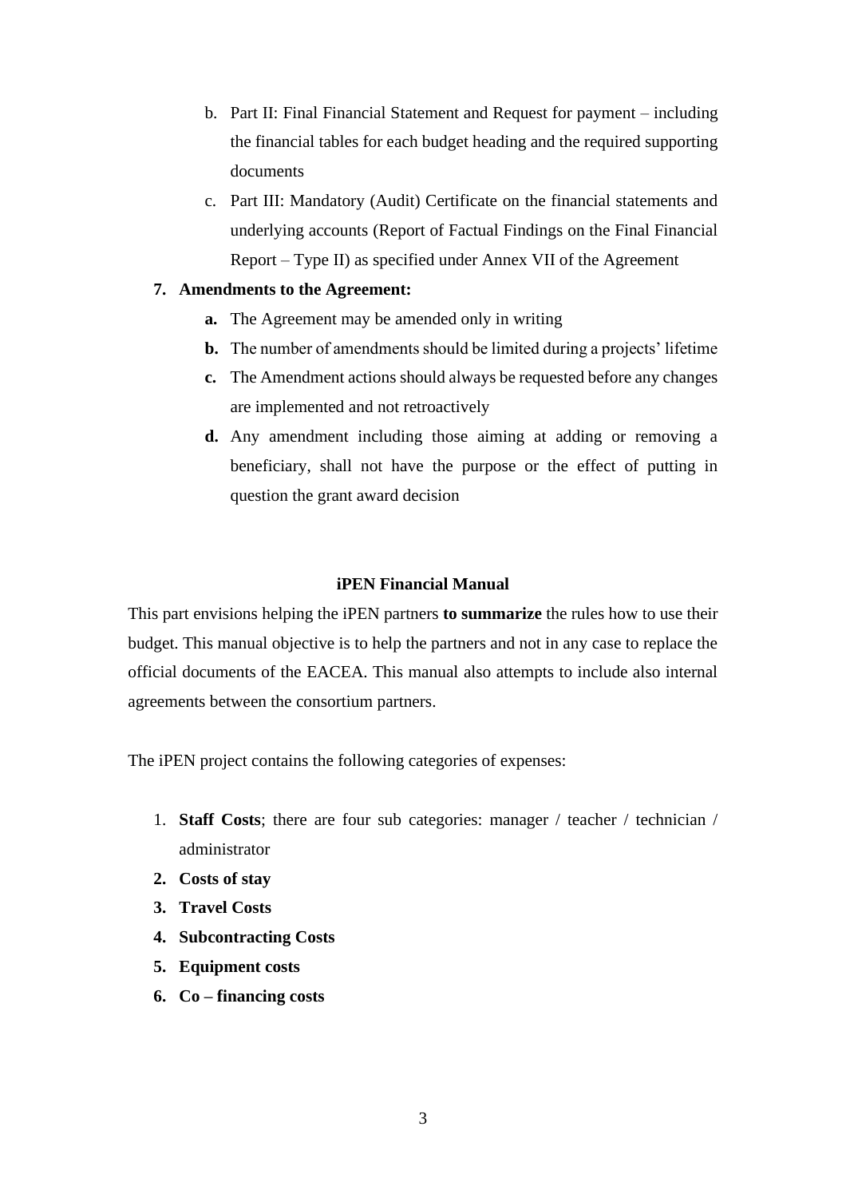b. Part II: Final Financial Statement and Request for payment – including the financial tables for each budget heading and the required supporting documents

c. Part III: Mandatory (Audit) Certificate on the financial statements and underlying accounts (Report of Factual Findings on the Final Financial Report – Type II) as specified under Annex VII of the Agreement

7. **Amendments to the Agreement:**
   - **a.** The Agreement may be amended only in writing
   - **b.** The number of amendments should be limited during a projects' lifetime
   - **c.** The Amendment actions should always be requested before any changes are implemented and not retroactively
   - **d.** Any amendment including those aiming at adding or removing a beneficiary, shall not have the purpose or the effect of putting in question the grant award decision

## iPEN Financial Manual

This part envisions helping the iPEN partners **to summarize** the rules how to use their budget. This manual objective is to help the partners and not in any case to replace the official documents of the EACEA. This manual also attempts to include also internal agreements between the consortium partners.

The iPEN project contains the following categories of expenses:

1. **Staff Costs**; there are four sub categories: manager / teacher / technician / administrator
2. **Costs of stay**
3. **Travel Costs**
4. **Subcontracting Costs**
5. **Equipment costs**
6. **Co – financing costs**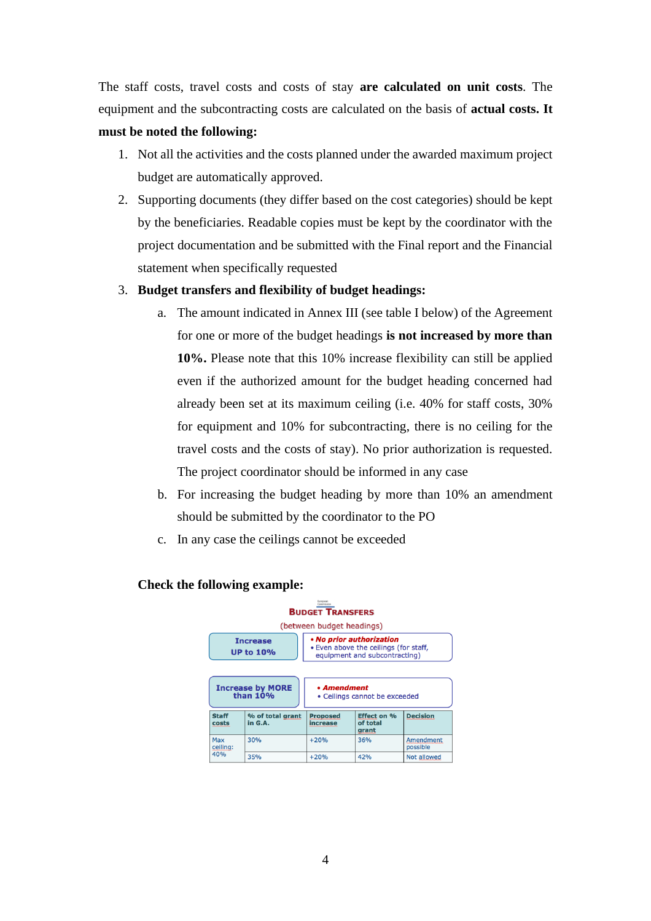The staff costs, travel costs and costs of stay **are calculated on unit costs**. The equipment and the subcontracting costs are calculated on the basis of **actual costs. It must be noted the following:**

1. Not all the activities and the costs planned under the awarded maximum project budget are automatically approved.
2. Supporting documents (they differ based on the cost categories) should be kept by the beneficiaries. Readable copies must be kept by the coordinator with the project documentation and be submitted with the Final report and the Financial statement when specifically requested
3. **Budget transfers and flexibility of budget headings:**
   a. The amount indicated in Annex III (see table I below) of the Agreement for one or more of the budget headings **is not increased by more than 10%.** Please note that this 10% increase flexibility can still be applied even if the authorized amount for the budget heading concerned had already been set at its maximum ceiling (i.e. 40% for staff costs, 30% for equipment and 10% for subcontracting, there is no ceiling for the travel costs and the costs of stay). No prior authorization is requested. The project coordinator should be informed in any case
   b. For increasing the budget heading by more than 10% an amendment should be submitted by the coordinator to the PO
   c. In any case the ceilings cannot be exceeded

**Check the following example:**

**BUDGET TRANSFERS**

(between budget headings)

| Increase | |
|---|---|
| **Increase UP to 10%** | • ***No prior authorization*** <br> • Even above the ceilings (for staff, equipment and subcontracting) |
| **Increase by MORE than 10%** | • ***Amendment*** <br> • Ceilings cannot be exceeded |

| Staff costs | % of total grant in G.A. | Proposed increase | Effect on % of total grant | Decision |
|---|---|---|---|---|
| Max ceiling: 40% | 30% | +20% | 36% | Amendment possible |
| | 35% | +20% | 42% | Not allowed |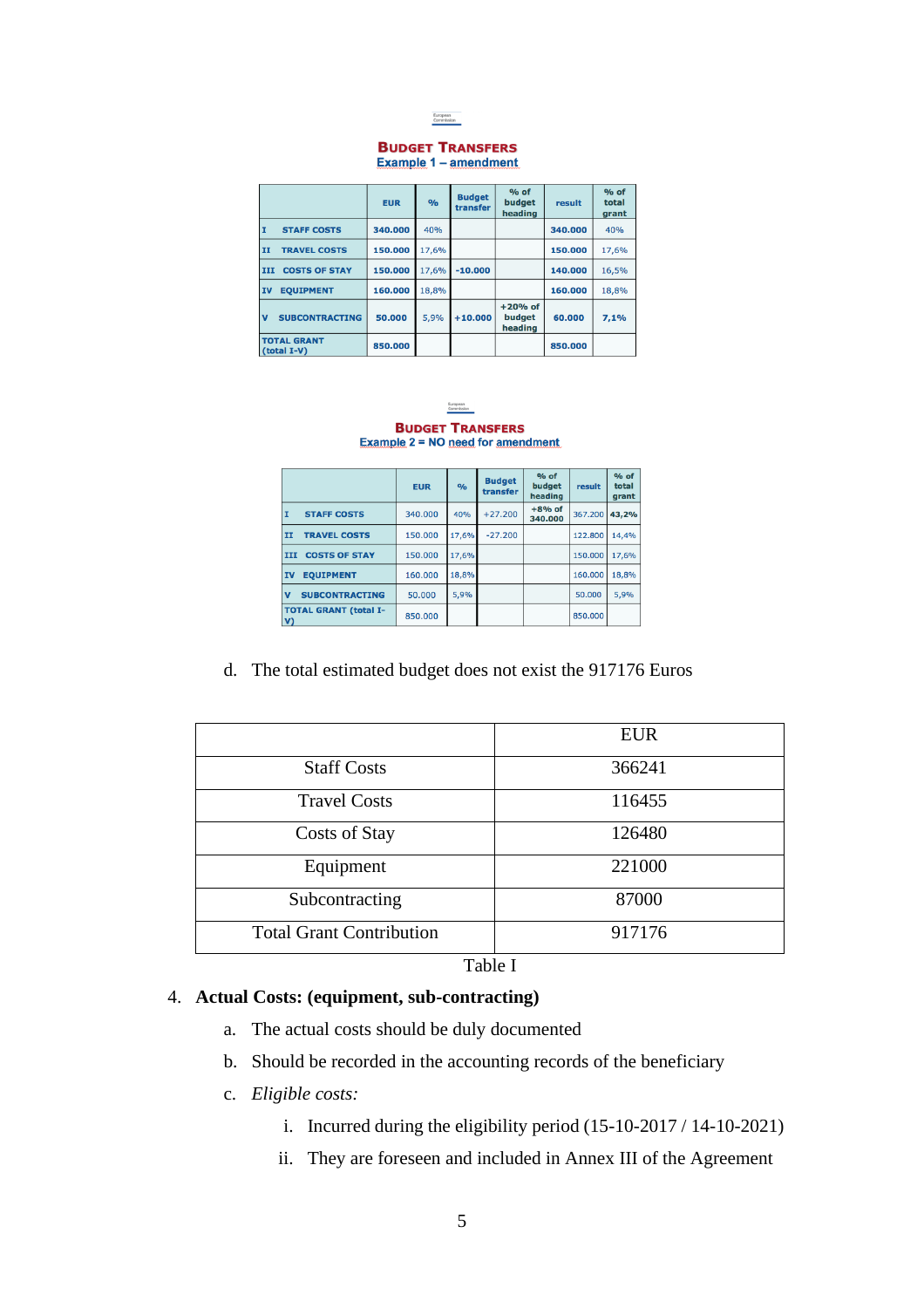**BUDGET TRANSFERS**
Example 1 – amendment

| | EUR | % | Budget transfer | % of budget heading | result | % of total grant |
|---|---|---|---|---|---|---|
| I STAFF COSTS | 340.000 | 40% | | | 340.000 | 40% |
| II TRAVEL COSTS | 150.000 | 17,6% | | | 150.000 | 17,6% |
| III COSTS OF STAY | 150.000 | 17,6% | -10.000 | | 140.000 | 16,5% |
| IV EQUIPMENT | 160.000 | 18,8% | | | 160.000 | 18,8% |
| V SUBCONTRACTING | 50.000 | 5,9% | +10.000 | +20% of budget heading | 60.000 | 7,1% |
| TOTAL GRANT (total I-V) | 850.000 | | | | 850.000 | |

**BUDGET TRANSFERS**
Example 2 = NO need for amendment

| | EUR | % | Budget transfer | % of budget heading | result | % of total grant |
|---|---|---|---|---|---|---|
| I STAFF COSTS | 340.000 | 40% | +27.200 | +8% of 340.000 | 367.200 | 43,2% |
| II TRAVEL COSTS | 150.000 | 17,6% | -27.200 | | 122.800 | 14,4% |
| III COSTS OF STAY | 150.000 | 17,6% | | | 150.000 | 17,6% |
| IV EQUIPMENT | 160.000 | 18,8% | | | 160.000 | 18,8% |
| V SUBCONTRACTING | 50.000 | 5,9% | | | 50.000 | 5,9% |
| TOTAL GRANT (total I-V) | 850.000 | | | | 850.000 | |

d. The total estimated budget does not exist the 917176 Euros

| | EUR |
|---|---|
| Staff Costs | 366241 |
| Travel Costs | 116455 |
| Costs of Stay | 126480 |
| Equipment | 221000 |
| Subcontracting | 87000 |
| Total Grant Contribution | 917176 |

Table I

4. **Actual Costs: (equipment, sub-contracting)**
   a. The actual costs should be duly documented
   b. Should be recorded in the accounting records of the beneficiary
   c. *Eligible costs:*
      i. Incurred during the eligibility period (15-10-2017 / 14-10-2021)
      ii. They are foreseen and included in Annex III of the Agreement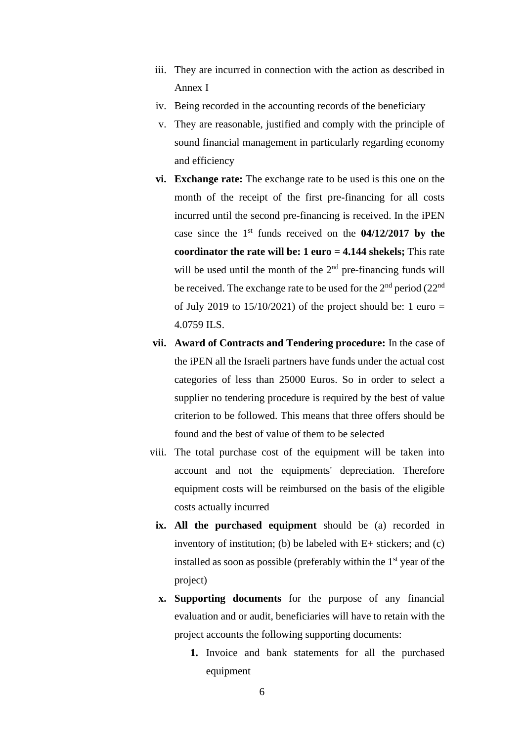iii. They are incurred in connection with the action as described in Annex I

iv. Being recorded in the accounting records of the beneficiary

v. They are reasonable, justified and comply with the principle of sound financial management in particularly regarding economy and efficiency

**vi. Exchange rate:** The exchange rate to be used is this one on the month of the receipt of the first pre-financing for all costs incurred until the second pre-financing is received. In the iPEN case since the 1st funds received on the **04/12/2017 by the coordinator the rate will be: 1 euro = 4.144 shekels;** This rate will be used until the month of the 2nd pre-financing funds will be received. The exchange rate to be used for the 2nd period (22nd of July 2019 to 15/10/2021) of the project should be: 1 euro = 4.0759 ILS.

**vii. Award of Contracts and Tendering procedure:** In the case of the iPEN all the Israeli partners have funds under the actual cost categories of less than 25000 Euros. So in order to select a supplier no tendering procedure is required by the best of value criterion to be followed. This means that three offers should be found and the best of value of them to be selected

viii. The total purchase cost of the equipment will be taken into account and not the equipments' depreciation. Therefore equipment costs will be reimbursed on the basis of the eligible costs actually incurred

**ix. All the purchased equipment** should be (a) recorded in inventory of institution; (b) be labeled with E+ stickers; and (c) installed as soon as possible (preferably within the 1st year of the project)

**x. Supporting documents** for the purpose of any financial evaluation and or audit, beneficiaries will have to retain with the project accounts the following supporting documents:

  **1.** Invoice and bank statements for all the purchased equipment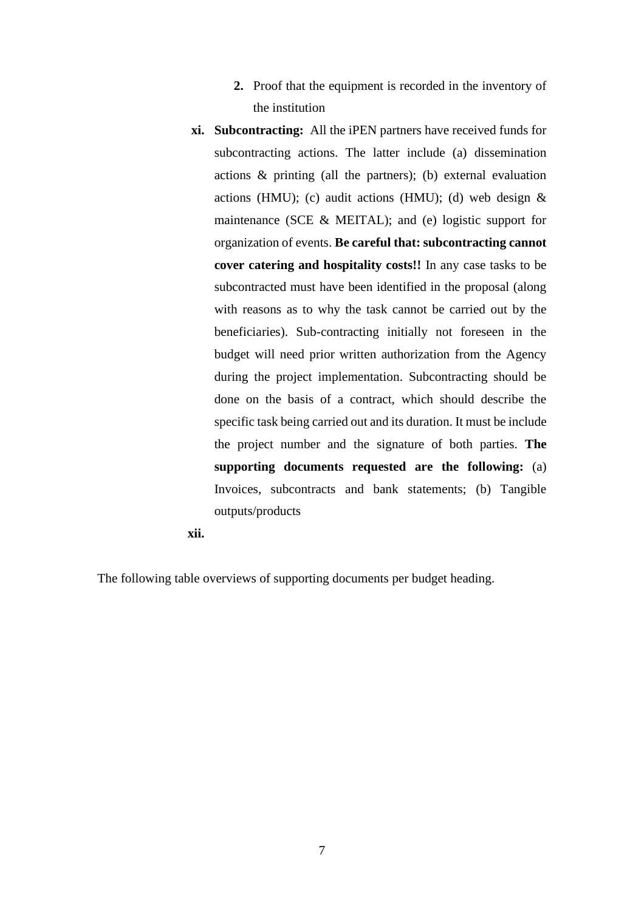2. Proof that the equipment is recorded in the inventory of the institution

xi. **Subcontracting:** All the iPEN partners have received funds for subcontracting actions. The latter include (a) dissemination actions & printing (all the partners); (b) external evaluation actions (HMU); (c) audit actions (HMU); (d) web design & maintenance (SCE & MEITAL); and (e) logistic support for organization of events. **Be careful that: subcontracting cannot cover catering and hospitality costs!!** In any case tasks to be subcontracted must have been identified in the proposal (along with reasons as to why the task cannot be carried out by the beneficiaries). Sub-contracting initially not foreseen in the budget will need prior written authorization from the Agency during the project implementation. Subcontracting should be done on the basis of a contract, which should describe the specific task being carried out and its duration. It must be include the project number and the signature of both parties. **The supporting documents requested are the following:** (a) Invoices, subcontracts and bank statements; (b) Tangible outputs/products

xii.

The following table overviews of supporting documents per budget heading.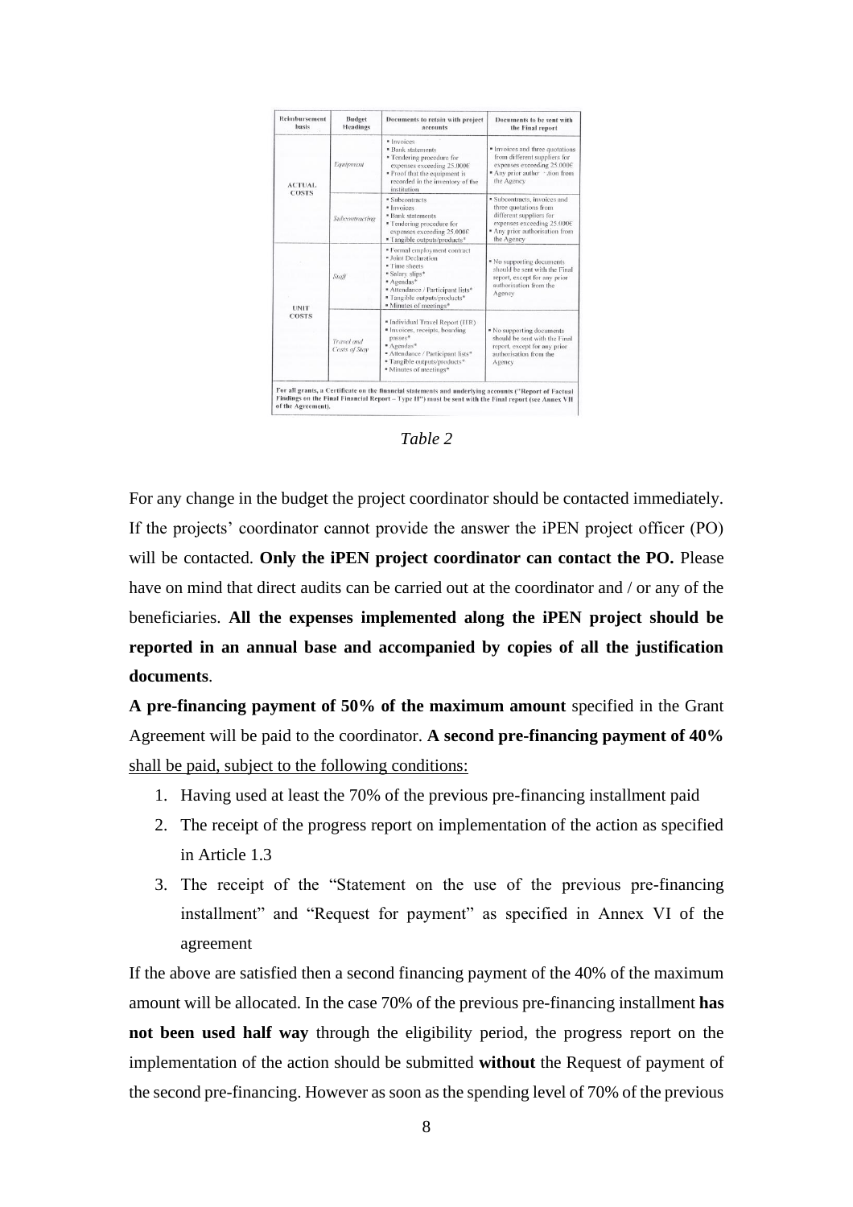| Reimbursement basis | Budget Headings | Documents to retain with project accounts | Documents to be sent with the Final report |
| --- | --- | --- | --- |
| ACTUAL COSTS | *Equipment* | • Invoices<br>• Bank statements<br>• Tendering procedure for expenses exceeding 25.000€<br>• Proof that the equipment is recorded in the inventory of the institution | • Invoices and three quotations from different suppliers for expenses exceeding 25.000€<br>• Any prior authorisation from the Agency |
| | *Subcontracting* | • Subcontracts<br>• Invoices<br>• Bank statements<br>• Tendering procedure for expenses exceeding 25.000€<br>• Tangible outputs/products* | • Subcontracts, invoices and three quotations from different suppliers for expenses exceeding 25.000€<br>• Any prior authorisation from the Agency |
| UNIT COSTS | *Staff* | • Formal employment contract<br>• Joint Declaration<br>• Time sheets<br>• Salary slips*<br>• Agendas*<br>• Attendance / Participant lists*<br>• Tangible outputs/products*<br>• Minutes of meetings* | • No supporting documents should be sent with the Final report, except for any prior authorisation from the Agency |
| | *Travel and Costs of Stay* | • Individual Travel Report (ITR)<br>• Invoices, receipts, boarding passes*<br>• Agendas*<br>• Attendance / Participant lists*<br>• Tangible outputs/products*<br>• Minutes of meetings* | • No supporting documents should be sent with the Final report, except for any prior authorisation from the Agency |
| **For all grants, a Certificate on the financial statements and underlying accounts ("Report of Factual Findings on the Final Financial Report – Type II") must be sent with the Final report (see Annex VII of the Agreement).** | | | |

*Table 2*

For any change in the budget the project coordinator should be contacted immediately. If the projects' coordinator cannot provide the answer the iPEN project officer (PO) will be contacted. **Only the iPEN project coordinator can contact the PO.** Please have on mind that direct audits can be carried out at the coordinator and / or any of the beneficiaries. **All the expenses implemented along the iPEN project should be reported in an annual base and accompanied by copies of all the justification documents**.

**A pre-financing payment of 50% of the maximum amount** specified in the Grant Agreement will be paid to the coordinator. **A second pre-financing payment of 40%** shall be paid, subject to the following conditions:

1. Having used at least the 70% of the previous pre-financing installment paid
2. The receipt of the progress report on implementation of the action as specified in Article 1.3
3. The receipt of the "Statement on the use of the previous pre-financing installment" and "Request for payment" as specified in Annex VI of the agreement

If the above are satisfied then a second financing payment of the 40% of the maximum amount will be allocated. In the case 70% of the previous pre-financing installment **has not been used half way** through the eligibility period, the progress report on the implementation of the action should be submitted **without** the Request of payment of the second pre-financing. However as soon as the spending level of 70% of the previous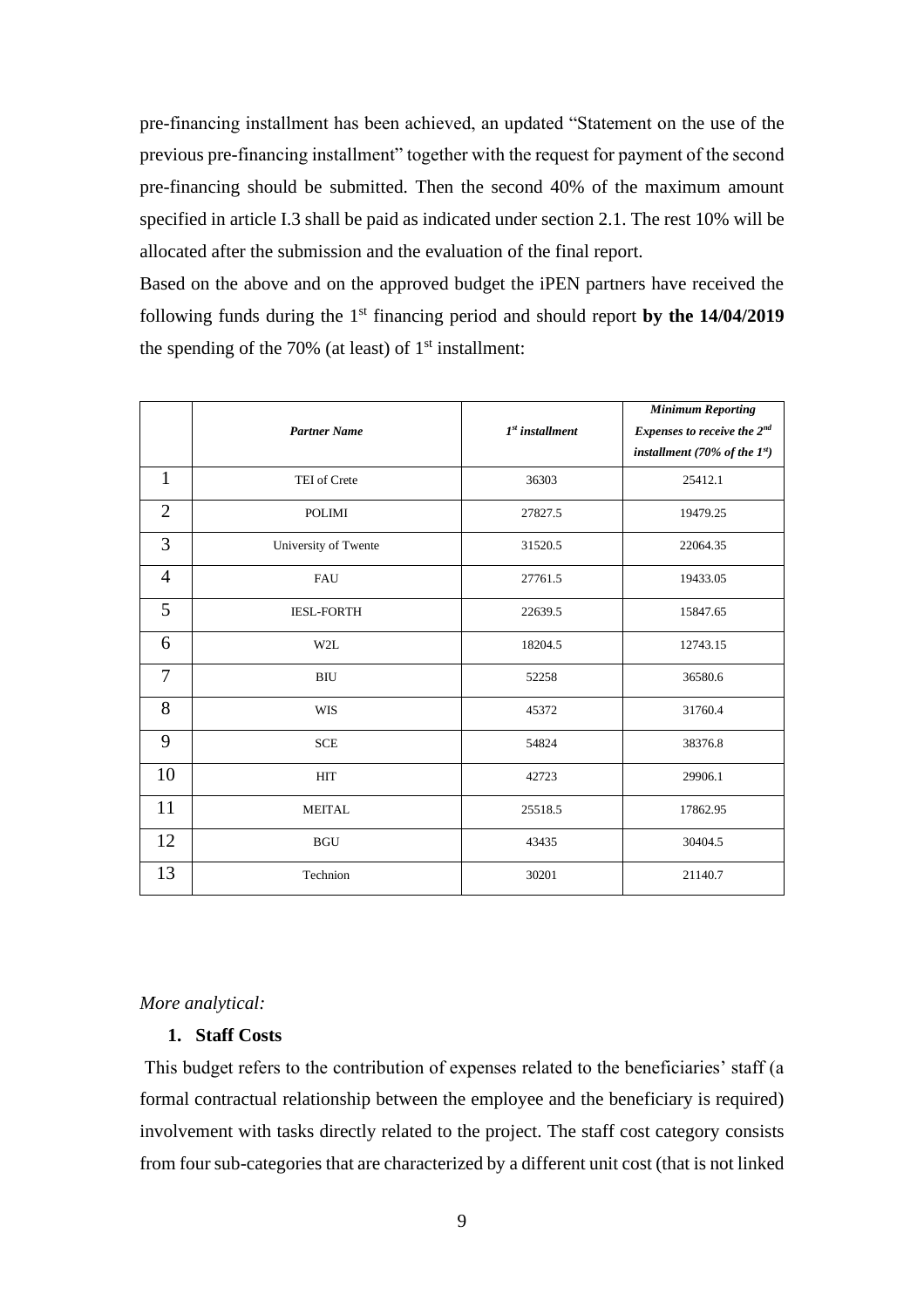pre-financing installment has been achieved, an updated "Statement on the use of the previous pre-financing installment" together with the request for payment of the second pre-financing should be submitted. Then the second 40% of the maximum amount specified in article I.3 shall be paid as indicated under section 2.1. The rest 10% will be allocated after the submission and the evaluation of the final report.

Based on the above and on the approved budget the iPEN partners have received the following funds during the 1st financing period and should report **by the 14/04/2019** the spending of the 70% (at least) of 1st installment:

| | ***Partner Name*** | ***1st installment*** | ***Minimum Reporting Expenses to receive the 2nd installment (70% of the 1st)*** |
|---|---|---|---|
| 1 | TEI of Crete | 36303 | 25412.1 |
| 2 | POLIMI | 27827.5 | 19479.25 |
| 3 | University of Twente | 31520.5 | 22064.35 |
| 4 | FAU | 27761.5 | 19433.05 |
| 5 | IESL-FORTH | 22639.5 | 15847.65 |
| 6 | W2L | 18204.5 | 12743.15 |
| 7 | BIU | 52258 | 36580.6 |
| 8 | WIS | 45372 | 31760.4 |
| 9 | SCE | 54824 | 38376.8 |
| 10 | HIT | 42723 | 29906.1 |
| 11 | MEITAL | 25518.5 | 17862.95 |
| 12 | BGU | 43435 | 30404.5 |
| 13 | Technion | 30201 | 21140.7 |

*More analytical:*

1. **Staff Costs**

This budget refers to the contribution of expenses related to the beneficiaries' staff (a formal contractual relationship between the employee and the beneficiary is required) involvement with tasks directly related to the project. The staff cost category consists from four sub-categories that are characterized by a different unit cost (that is not linked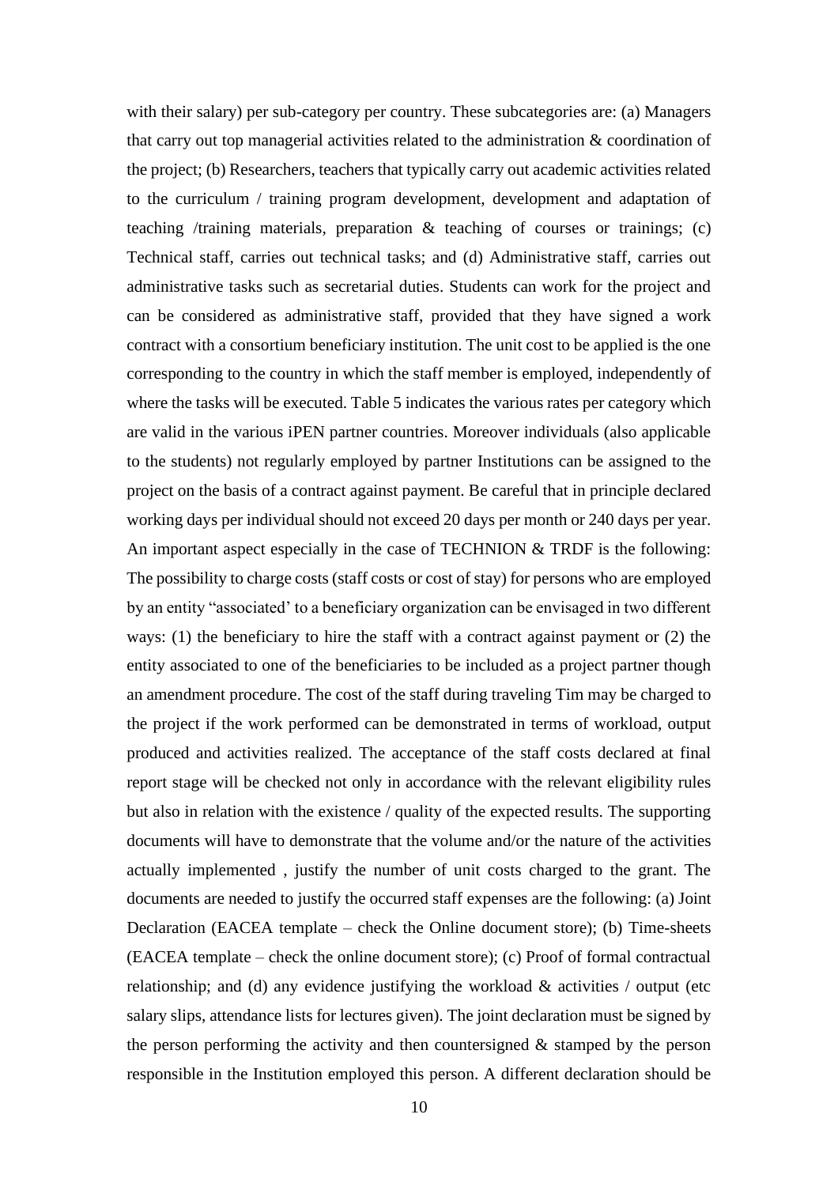with their salary) per sub-category per country. These subcategories are: (a) Managers that carry out top managerial activities related to the administration & coordination of the project; (b) Researchers, teachers that typically carry out academic activities related to the curriculum / training program development, development and adaptation of teaching /training materials, preparation & teaching of courses or trainings; (c) Technical staff, carries out technical tasks; and (d) Administrative staff, carries out administrative tasks such as secretarial duties. Students can work for the project and can be considered as administrative staff, provided that they have signed a work contract with a consortium beneficiary institution. The unit cost to be applied is the one corresponding to the country in which the staff member is employed, independently of where the tasks will be executed. Table 5 indicates the various rates per category which are valid in the various iPEN partner countries. Moreover individuals (also applicable to the students) not regularly employed by partner Institutions can be assigned to the project on the basis of a contract against payment. Be careful that in principle declared working days per individual should not exceed 20 days per month or 240 days per year. An important aspect especially in the case of TECHNION & TRDF is the following: The possibility to charge costs (staff costs or cost of stay) for persons who are employed by an entity "associated' to a beneficiary organization can be envisaged in two different ways: (1) the beneficiary to hire the staff with a contract against payment or (2) the entity associated to one of the beneficiaries to be included as a project partner though an amendment procedure. The cost of the staff during traveling Tim may be charged to the project if the work performed can be demonstrated in terms of workload, output produced and activities realized. The acceptance of the staff costs declared at final report stage will be checked not only in accordance with the relevant eligibility rules but also in relation with the existence / quality of the expected results. The supporting documents will have to demonstrate that the volume and/or the nature of the activities actually implemented , justify the number of unit costs charged to the grant. The documents are needed to justify the occurred staff expenses are the following: (a) Joint Declaration (EACEA template – check the Online document store); (b) Time-sheets (EACEA template – check the online document store); (c) Proof of formal contractual relationship; and (d) any evidence justifying the workload & activities / output (etc salary slips, attendance lists for lectures given). The joint declaration must be signed by the person performing the activity and then countersigned & stamped by the person responsible in the Institution employed this person. A different declaration should be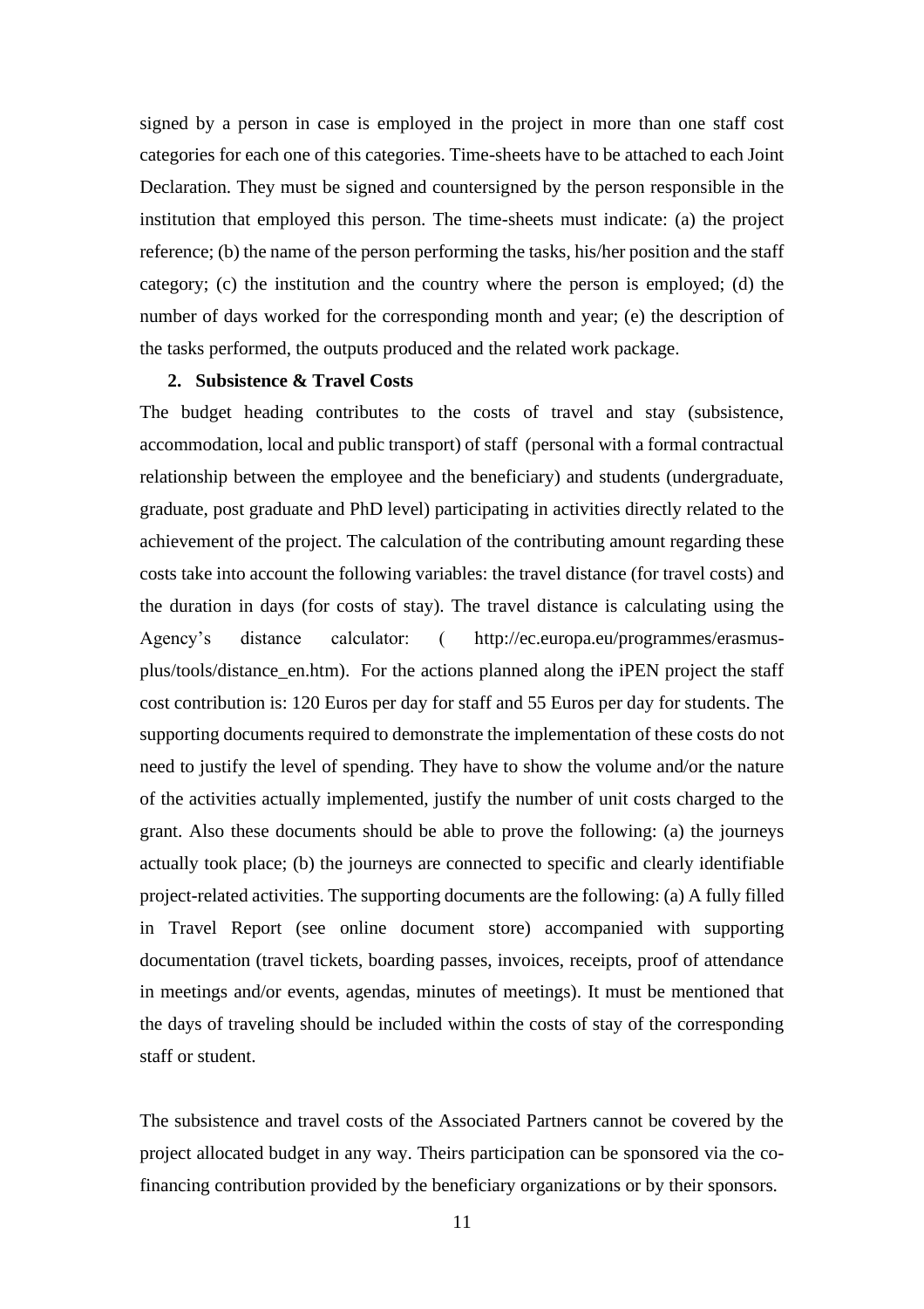signed by a person in case is employed in the project in more than one staff cost categories for each one of this categories. Time-sheets have to be attached to each Joint Declaration. They must be signed and countersigned by the person responsible in the institution that employed this person. The time-sheets must indicate: (a) the project reference; (b) the name of the person performing the tasks, his/her position and the staff category; (c) the institution and the country where the person is employed; (d) the number of days worked for the corresponding month and year; (e) the description of the tasks performed, the outputs produced and the related work package.

**2. Subsistence & Travel Costs**

The budget heading contributes to the costs of travel and stay (subsistence, accommodation, local and public transport) of staff (personal with a formal contractual relationship between the employee and the beneficiary) and students (undergraduate, graduate, post graduate and PhD level) participating in activities directly related to the achievement of the project. The calculation of the contributing amount regarding these costs take into account the following variables: the travel distance (for travel costs) and the duration in days (for costs of stay). The travel distance is calculating using the Agency's distance calculator: ( http://ec.europa.eu/programmes/erasmus-plus/tools/distance_en.htm). For the actions planned along the iPEN project the staff cost contribution is: 120 Euros per day for staff and 55 Euros per day for students. The supporting documents required to demonstrate the implementation of these costs do not need to justify the level of spending. They have to show the volume and/or the nature of the activities actually implemented, justify the number of unit costs charged to the grant. Also these documents should be able to prove the following: (a) the journeys actually took place; (b) the journeys are connected to specific and clearly identifiable project-related activities. The supporting documents are the following: (a) A fully filled in Travel Report (see online document store) accompanied with supporting documentation (travel tickets, boarding passes, invoices, receipts, proof of attendance in meetings and/or events, agendas, minutes of meetings). It must be mentioned that the days of traveling should be included within the costs of stay of the corresponding staff or student.

The subsistence and travel costs of the Associated Partners cannot be covered by the project allocated budget in any way. Theirs participation can be sponsored via the co-financing contribution provided by the beneficiary organizations or by their sponsors.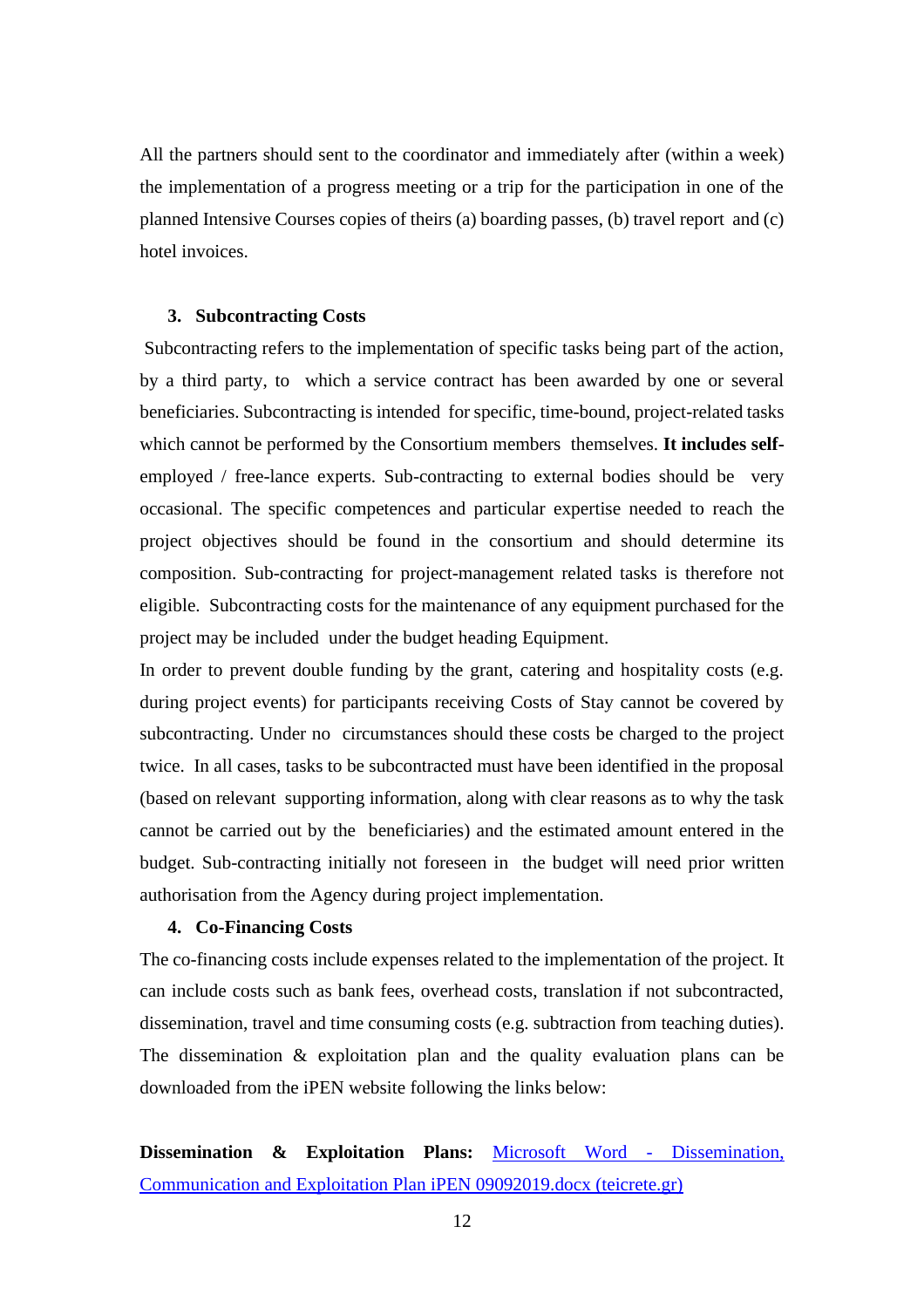All the partners should sent to the coordinator and immediately after (within a week) the implementation of a progress meeting or a trip for the participation in one of the planned Intensive Courses copies of theirs (a) boarding passes, (b) travel report and (c) hotel invoices.

### 3. Subcontracting Costs

Subcontracting refers to the implementation of specific tasks being part of the action, by a third party, to which a service contract has been awarded by one or several beneficiaries. Subcontracting is intended for specific, time-bound, project-related tasks which cannot be performed by the Consortium members themselves. **It includes self-employed / free-lance experts.** Sub-contracting to external bodies should be very occasional. The specific competences and particular expertise needed to reach the project objectives should be found in the consortium and should determine its composition. Sub-contracting for project-management related tasks is therefore not eligible. Subcontracting costs for the maintenance of any equipment purchased for the project may be included under the budget heading Equipment.

In order to prevent double funding by the grant, catering and hospitality costs (e.g. during project events) for participants receiving Costs of Stay cannot be covered by subcontracting. Under no circumstances should these costs be charged to the project twice. In all cases, tasks to be subcontracted must have been identified in the proposal (based on relevant supporting information, along with clear reasons as to why the task cannot be carried out by the beneficiaries) and the estimated amount entered in the budget. Sub-contracting initially not foreseen in the budget will need prior written authorisation from the Agency during project implementation.

### 4. Co-Financing Costs

The co-financing costs include expenses related to the implementation of the project. It can include costs such as bank fees, overhead costs, translation if not subcontracted, dissemination, travel and time consuming costs (e.g. subtraction from teaching duties). The dissemination & exploitation plan and the quality evaluation plans can be downloaded from the iPEN website following the links below:

**Dissemination & Exploitation Plans:** Microsoft Word - Dissemination, Communication and Exploitation Plan iPEN 09092019.docx (teicrete.gr)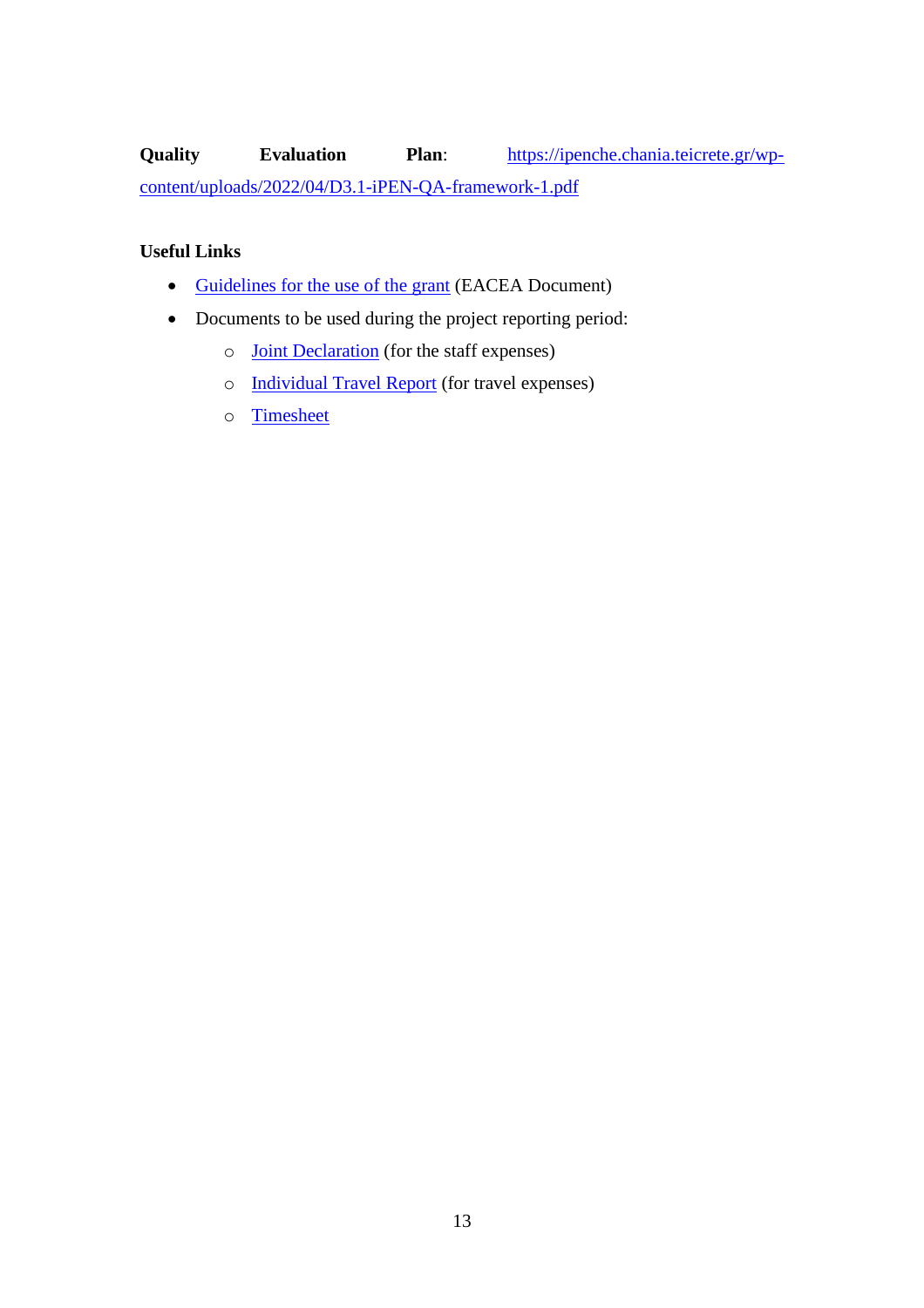**Quality Evaluation Plan**: https://ipenche.chania.teicrete.gr/wp-content/uploads/2022/04/D3.1-iPEN-QA-framework-1.pdf

**Useful Links**

- Guidelines for the use of the grant (EACEA Document)
- Documents to be used during the project reporting period:
  - Joint Declaration (for the staff expenses)
  - Individual Travel Report (for travel expenses)
  - Timesheet